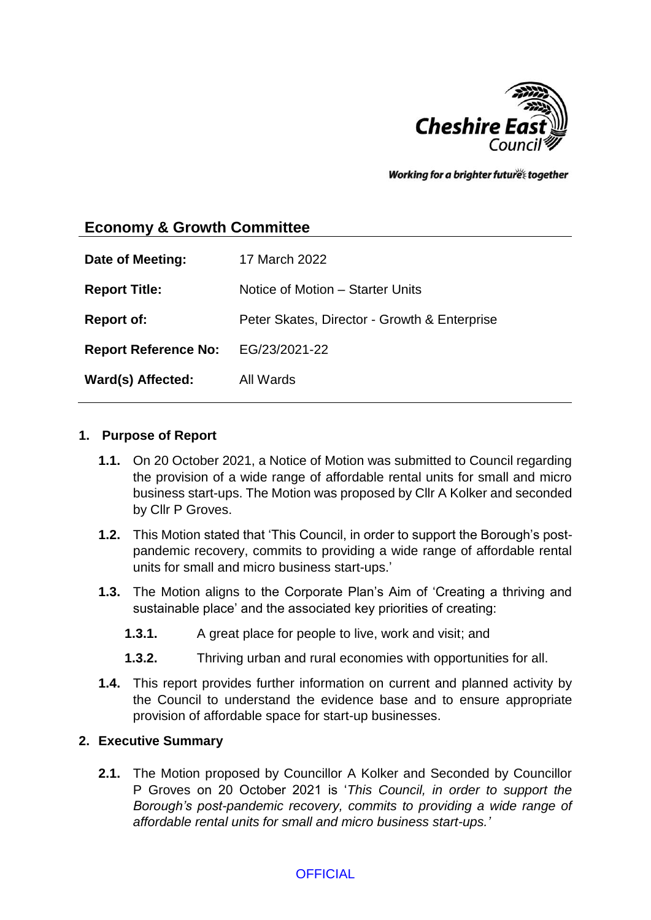Cheshire East Council

Working for a brighter future together

## Economy & Growth Committee

| | |
|---|---|
| **Date of Meeting:** | 17 March 2022 |
| **Report Title:** | Notice of Motion – Starter Units |
| **Report of:** | Peter Skates, Director - Growth & Enterprise |
| **Report Reference No:** | EG/23/2021-22 |
| **Ward(s) Affected:** | All Wards |

### 1. Purpose of Report

**1.1.** On 20 October 2021, a Notice of Motion was submitted to Council regarding the provision of a wide range of affordable rental units for small and micro business start-ups. The Motion was proposed by Cllr A Kolker and seconded by Cllr P Groves.

**1.2.** This Motion stated that 'This Council, in order to support the Borough's post-pandemic recovery, commits to providing a wide range of affordable rental units for small and micro business start-ups.'

**1.3.** The Motion aligns to the Corporate Plan's Aim of 'Creating a thriving and sustainable place' and the associated key priorities of creating:

**1.3.1.** A great place for people to live, work and visit; and

**1.3.2.** Thriving urban and rural economies with opportunities for all.

**1.4.** This report provides further information on current and planned activity by the Council to understand the evidence base and to ensure appropriate provision of affordable space for start-up businesses.

### 2. Executive Summary

**2.1.** The Motion proposed by Councillor A Kolker and Seconded by Councillor P Groves on 20 October 2021 is '*This Council, in order to support the Borough's post-pandemic recovery, commits to providing a wide range of affordable rental units for small and micro business start-ups.'*

OFFICIAL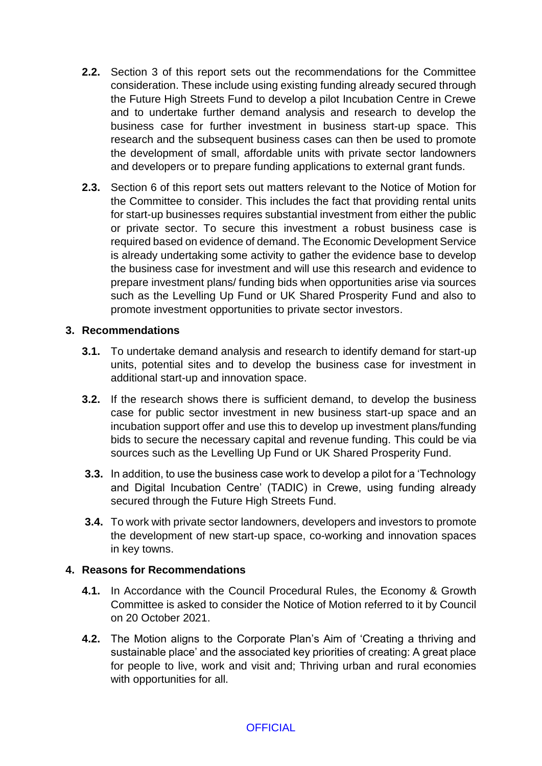**2.2.** Section 3 of this report sets out the recommendations for the Committee consideration. These include using existing funding already secured through the Future High Streets Fund to develop a pilot Incubation Centre in Crewe and to undertake further demand analysis and research to develop the business case for further investment in business start-up space. This research and the subsequent business cases can then be used to promote the development of small, affordable units with private sector landowners and developers or to prepare funding applications to external grant funds.

**2.3.** Section 6 of this report sets out matters relevant to the Notice of Motion for the Committee to consider. This includes the fact that providing rental units for start-up businesses requires substantial investment from either the public or private sector. To secure this investment a robust business case is required based on evidence of demand. The Economic Development Service is already undertaking some activity to gather the evidence base to develop the business case for investment and will use this research and evidence to prepare investment plans/ funding bids when opportunities arise via sources such as the Levelling Up Fund or UK Shared Prosperity Fund and also to promote investment opportunities to private sector investors.

## 3. Recommendations

**3.1.** To undertake demand analysis and research to identify demand for start-up units, potential sites and to develop the business case for investment in additional start-up and innovation space.

**3.2.** If the research shows there is sufficient demand, to develop the business case for public sector investment in new business start-up space and an incubation support offer and use this to develop up investment plans/funding bids to secure the necessary capital and revenue funding. This could be via sources such as the Levelling Up Fund or UK Shared Prosperity Fund.

**3.3.** In addition, to use the business case work to develop a pilot for a 'Technology and Digital Incubation Centre' (TADIC) in Crewe, using funding already secured through the Future High Streets Fund.

**3.4.** To work with private sector landowners, developers and investors to promote the development of new start-up space, co-working and innovation spaces in key towns.

## 4. Reasons for Recommendations

**4.1.** In Accordance with the Council Procedural Rules, the Economy & Growth Committee is asked to consider the Notice of Motion referred to it by Council on 20 October 2021.

**4.2.** The Motion aligns to the Corporate Plan's Aim of 'Creating a thriving and sustainable place' and the associated key priorities of creating: A great place for people to live, work and visit and; Thriving urban and rural economies with opportunities for all.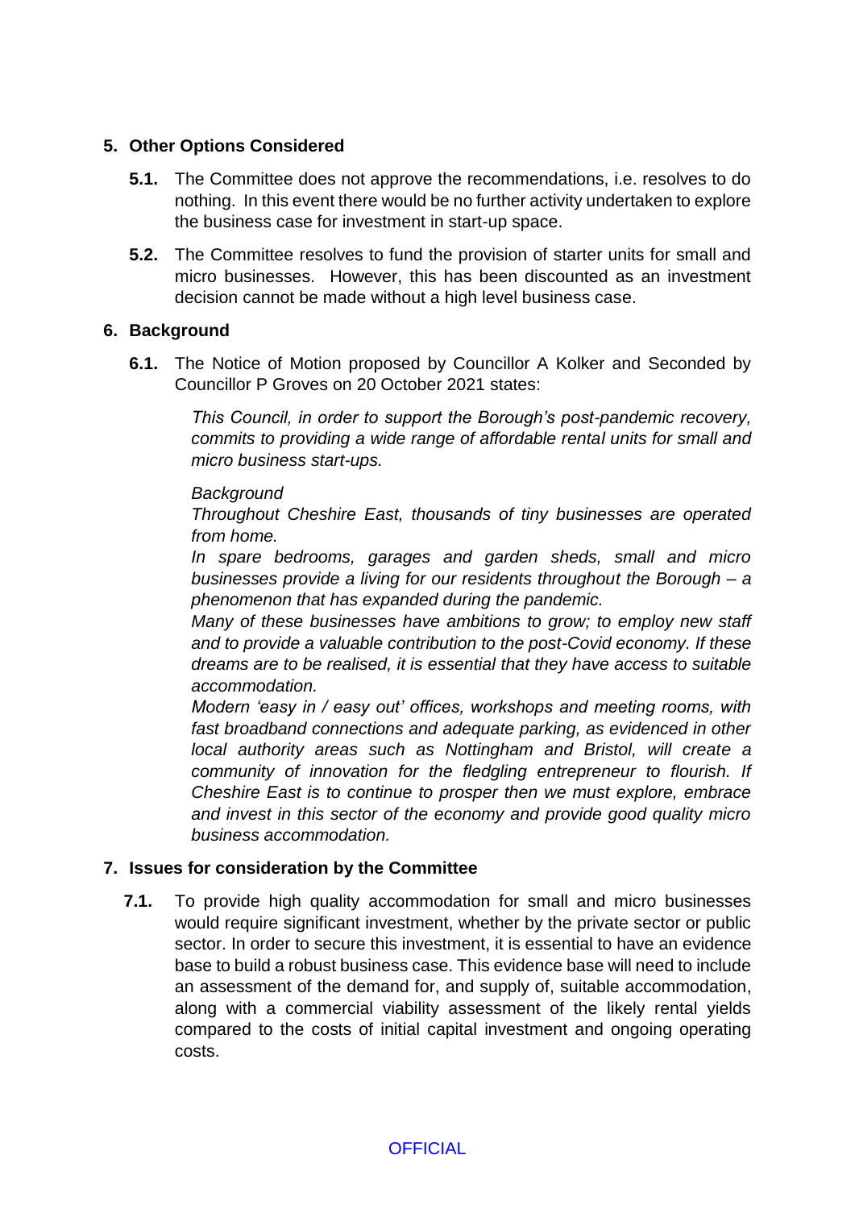## 5. Other Options Considered

**5.1.** The Committee does not approve the recommendations, i.e. resolves to do nothing. In this event there would be no further activity undertaken to explore the business case for investment in start-up space.

**5.2.** The Committee resolves to fund the provision of starter units for small and micro businesses. However, this has been discounted as an investment decision cannot be made without a high level business case.

## 6. Background

**6.1.** The Notice of Motion proposed by Councillor A Kolker and Seconded by Councillor P Groves on 20 October 2021 states:

> *This Council, in order to support the Borough's post-pandemic recovery, commits to providing a wide range of affordable rental units for small and micro business start-ups.*
>
> *Background*
>
> *Throughout Cheshire East, thousands of tiny businesses are operated from home.*
>
> *In spare bedrooms, garages and garden sheds, small and micro businesses provide a living for our residents throughout the Borough – a phenomenon that has expanded during the pandemic.*
>
> *Many of these businesses have ambitions to grow; to employ new staff and to provide a valuable contribution to the post-Covid economy. If these dreams are to be realised, it is essential that they have access to suitable accommodation.*
>
> *Modern 'easy in / easy out' offices, workshops and meeting rooms, with fast broadband connections and adequate parking, as evidenced in other local authority areas such as Nottingham and Bristol, will create a community of innovation for the fledgling entrepreneur to flourish. If Cheshire East is to continue to prosper then we must explore, embrace and invest in this sector of the economy and provide good quality micro business accommodation.*

## 7. Issues for consideration by the Committee

**7.1.** To provide high quality accommodation for small and micro businesses would require significant investment, whether by the private sector or public sector. In order to secure this investment, it is essential to have an evidence base to build a robust business case. This evidence base will need to include an assessment of the demand for, and supply of, suitable accommodation, along with a commercial viability assessment of the likely rental yields compared to the costs of initial capital investment and ongoing operating costs.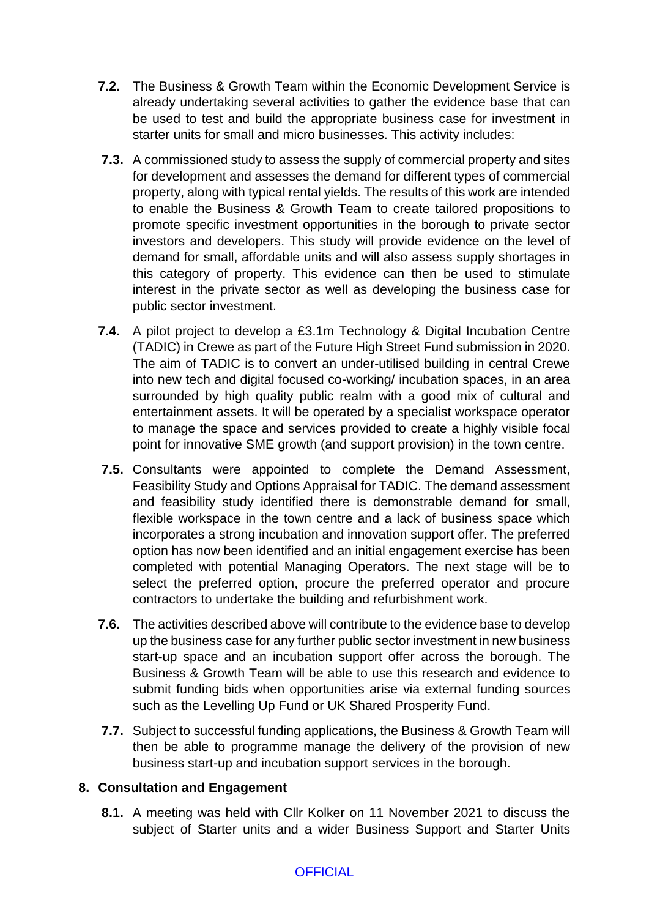**7.2.** The Business & Growth Team within the Economic Development Service is already undertaking several activities to gather the evidence base that can be used to test and build the appropriate business case for investment in starter units for small and micro businesses. This activity includes:

**7.3.** A commissioned study to assess the supply of commercial property and sites for development and assesses the demand for different types of commercial property, along with typical rental yields. The results of this work are intended to enable the Business & Growth Team to create tailored propositions to promote specific investment opportunities in the borough to private sector investors and developers. This study will provide evidence on the level of demand for small, affordable units and will also assess supply shortages in this category of property. This evidence can then be used to stimulate interest in the private sector as well as developing the business case for public sector investment.

**7.4.** A pilot project to develop a £3.1m Technology & Digital Incubation Centre (TADIC) in Crewe as part of the Future High Street Fund submission in 2020. The aim of TADIC is to convert an under-utilised building in central Crewe into new tech and digital focused co-working/ incubation spaces, in an area surrounded by high quality public realm with a good mix of cultural and entertainment assets. It will be operated by a specialist workspace operator to manage the space and services provided to create a highly visible focal point for innovative SME growth (and support provision) in the town centre.

**7.5.** Consultants were appointed to complete the Demand Assessment, Feasibility Study and Options Appraisal for TADIC. The demand assessment and feasibility study identified there is demonstrable demand for small, flexible workspace in the town centre and a lack of business space which incorporates a strong incubation and innovation support offer. The preferred option has now been identified and an initial engagement exercise has been completed with potential Managing Operators. The next stage will be to select the preferred option, procure the preferred operator and procure contractors to undertake the building and refurbishment work.

**7.6.** The activities described above will contribute to the evidence base to develop up the business case for any further public sector investment in new business start-up space and an incubation support offer across the borough. The Business & Growth Team will be able to use this research and evidence to submit funding bids when opportunities arise via external funding sources such as the Levelling Up Fund or UK Shared Prosperity Fund.

**7.7.** Subject to successful funding applications, the Business & Growth Team will then be able to programme manage the delivery of the provision of new business start-up and incubation support services in the borough.

## 8. Consultation and Engagement

**8.1.** A meeting was held with Cllr Kolker on 11 November 2021 to discuss the subject of Starter units and a wider Business Support and Starter Units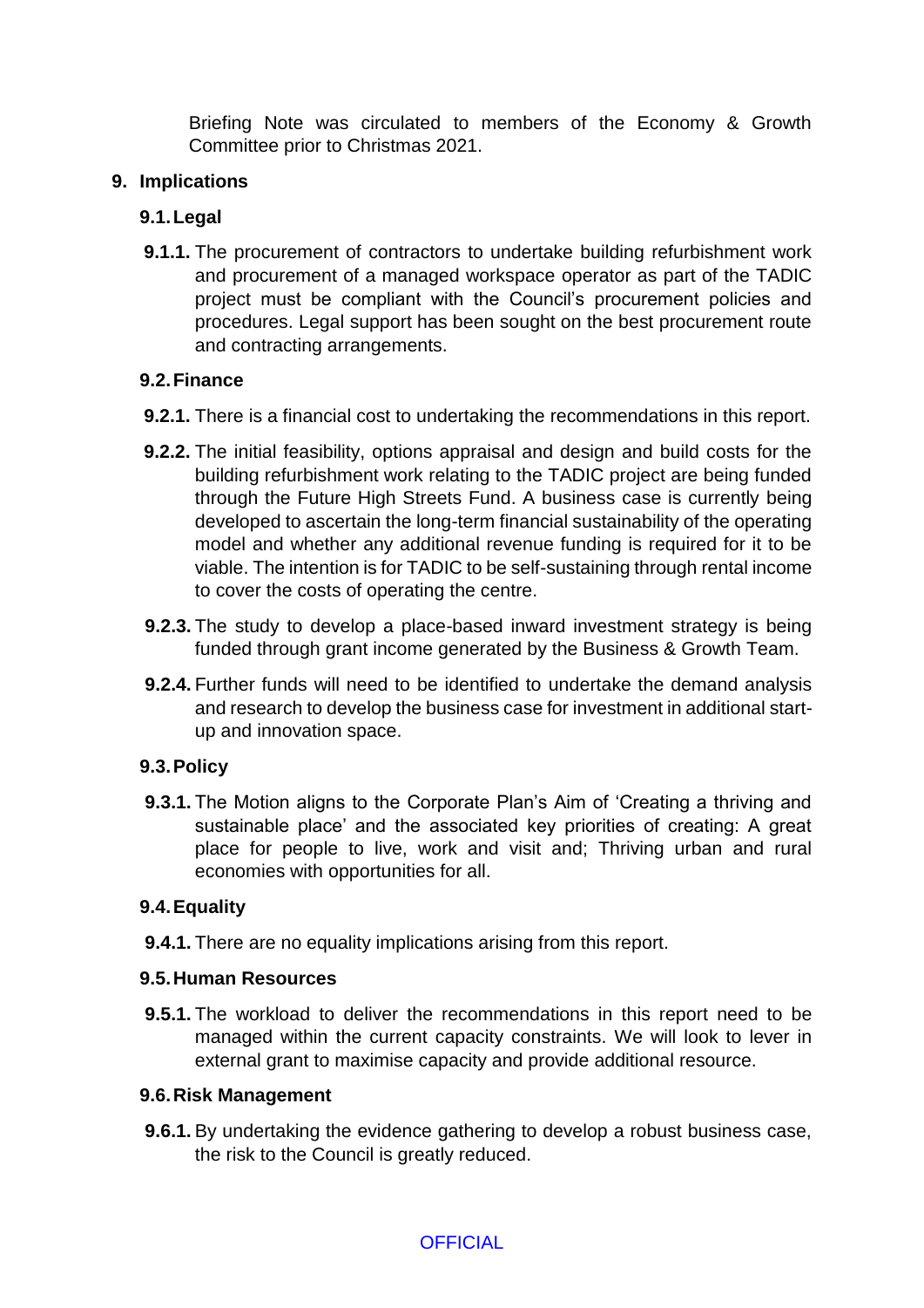Briefing Note was circulated to members of the Economy & Growth Committee prior to Christmas 2021.

## 9. Implications

### 9.1. Legal

**9.1.1.** The procurement of contractors to undertake building refurbishment work and procurement of a managed workspace operator as part of the TADIC project must be compliant with the Council's procurement policies and procedures. Legal support has been sought on the best procurement route and contracting arrangements.

### 9.2. Finance

**9.2.1.** There is a financial cost to undertaking the recommendations in this report.

**9.2.2.** The initial feasibility, options appraisal and design and build costs for the building refurbishment work relating to the TADIC project are being funded through the Future High Streets Fund. A business case is currently being developed to ascertain the long-term financial sustainability of the operating model and whether any additional revenue funding is required for it to be viable. The intention is for TADIC to be self-sustaining through rental income to cover the costs of operating the centre.

**9.2.3.** The study to develop a place-based inward investment strategy is being funded through grant income generated by the Business & Growth Team.

**9.2.4.** Further funds will need to be identified to undertake the demand analysis and research to develop the business case for investment in additional start-up and innovation space.

### 9.3. Policy

**9.3.1.** The Motion aligns to the Corporate Plan's Aim of 'Creating a thriving and sustainable place' and the associated key priorities of creating: A great place for people to live, work and visit and; Thriving urban and rural economies with opportunities for all.

### 9.4. Equality

**9.4.1.** There are no equality implications arising from this report.

### 9.5. Human Resources

**9.5.1.** The workload to deliver the recommendations in this report need to be managed within the current capacity constraints. We will look to lever in external grant to maximise capacity and provide additional resource.

### 9.6. Risk Management

**9.6.1.** By undertaking the evidence gathering to develop a robust business case, the risk to the Council is greatly reduced.

OFFICIAL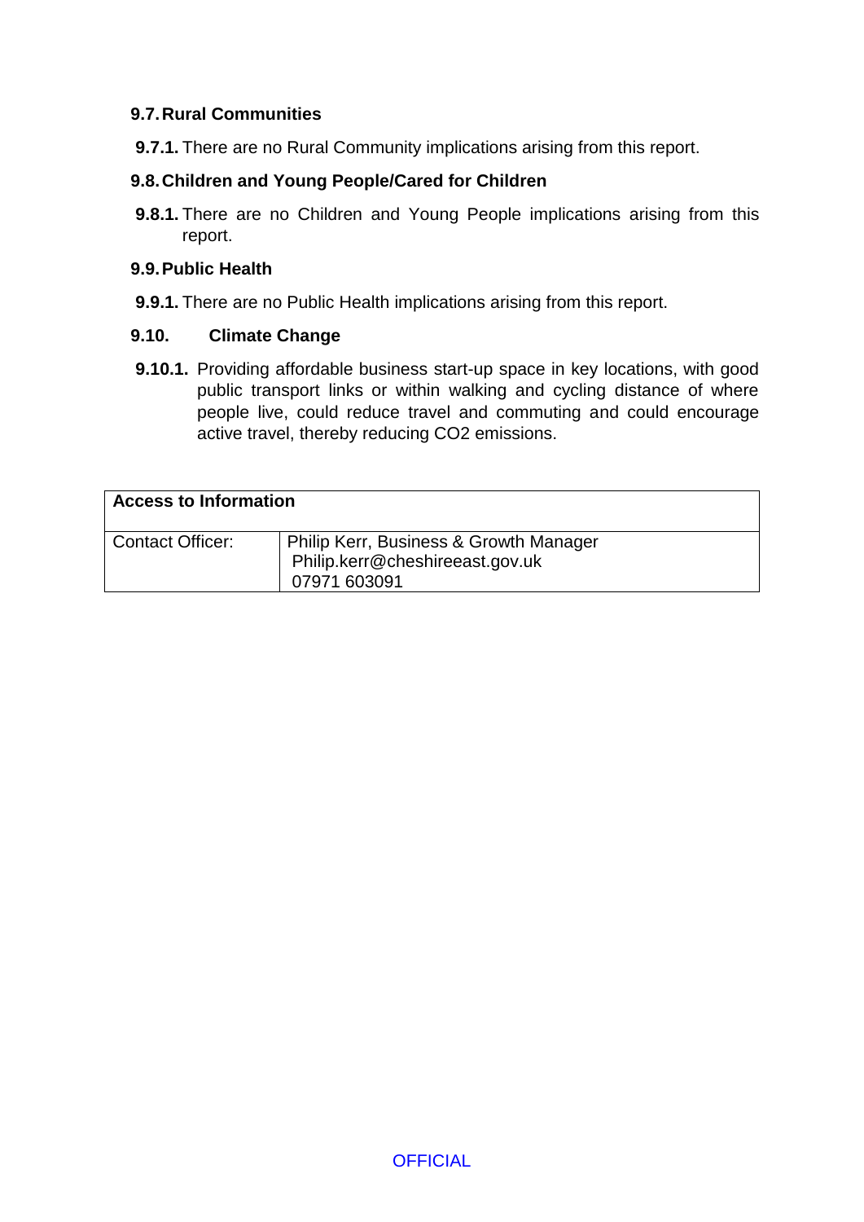### 9.7. Rural Communities

**9.7.1.** There are no Rural Community implications arising from this report.

### 9.8. Children and Young People/Cared for Children

**9.8.1.** There are no Children and Young People implications arising from this report.

### 9.9. Public Health

**9.9.1.** There are no Public Health implications arising from this report.

### 9.10. Climate Change

**9.10.1.** Providing affordable business start-up space in key locations, with good public transport links or within walking and cycling distance of where people live, could reduce travel and commuting and could encourage active travel, thereby reducing $CO_2$ emissions.

| **Access to Information** | |
|---|---|
| Contact Officer: | Philip Kerr, Business & Growth Manager<br>Philip.kerr@cheshireeast.gov.uk<br>07971 603091 |

OFFICIAL